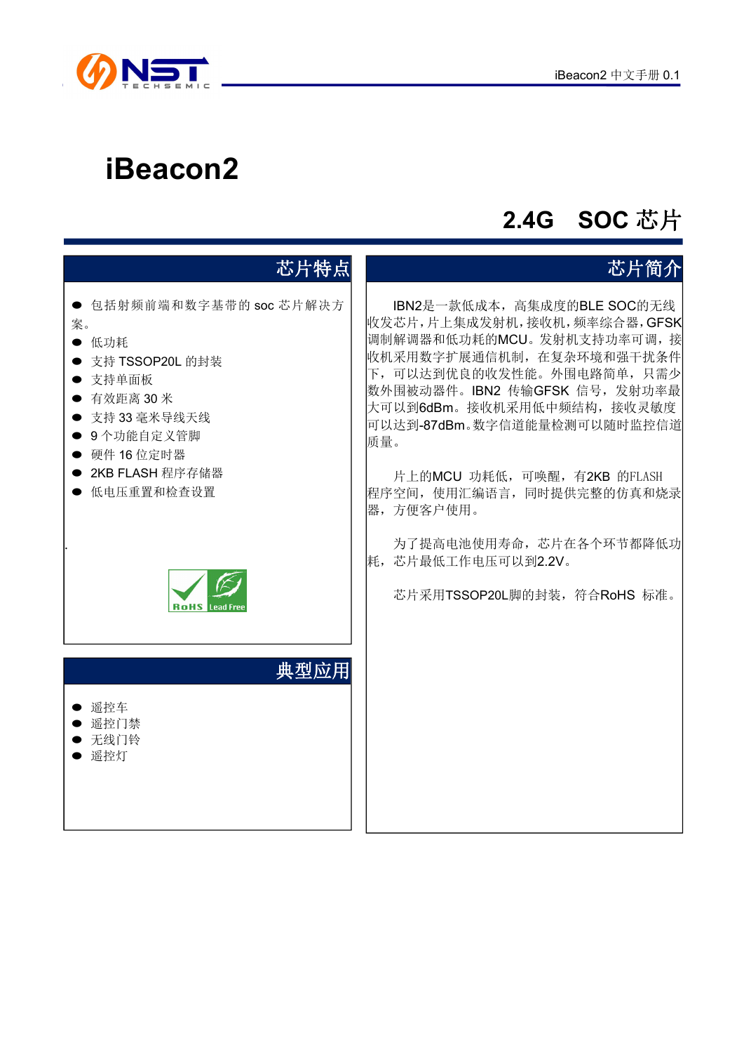# iBeacon2

## 2.4G SOC 芯片

### 芯片特点

- 包括射频前端和数字基带的 soc 芯片解决方案。
- 低功耗
- 支持 TSSOP20L 的封装
- 支持单面板
- 有效距离 30 米
- 支持 33 毫米导线天线
- 9 个功能自定义管脚
- 硬件 16 位定时器
- 2KB FLASH 程序存储器
- 低电压重置和检查设置

### 典型应用

- 遥控车
- 遥控门禁
- 无线门铃
- 遥控灯

### 芯片简介

IBN2是一款低成本，高集成度的BLE SOC的无线收发芯片，片上集成发射机，接收机，频率综合器，GFSK调制解调器和低功耗的MCU。发射机支持功率可调，接收机采用数字扩展通信机制，在复杂环境和强干扰条件下，可以达到优良的收发性能。外围电路简单，只需少数外围被动器件。IBN2 传输GFSK 信号，发射功率最大可以到6dBm。接收机采用低中频结构，接收灵敏度可以达到-87dBm。数字信道能量检测可以随时监控信道质量。

片上的MCU 功耗低，可唤醒，有2KB 的FLASH程序空间，使用汇编语言，同时提供完整的仿真和烧录器，方便客户使用。

为了提高电池使用寿命，芯片在各个环节都降低功耗，芯片最低工作电压可以到2.2V。

芯片采用TSSOP20L脚的封装，符合RoHS 标准。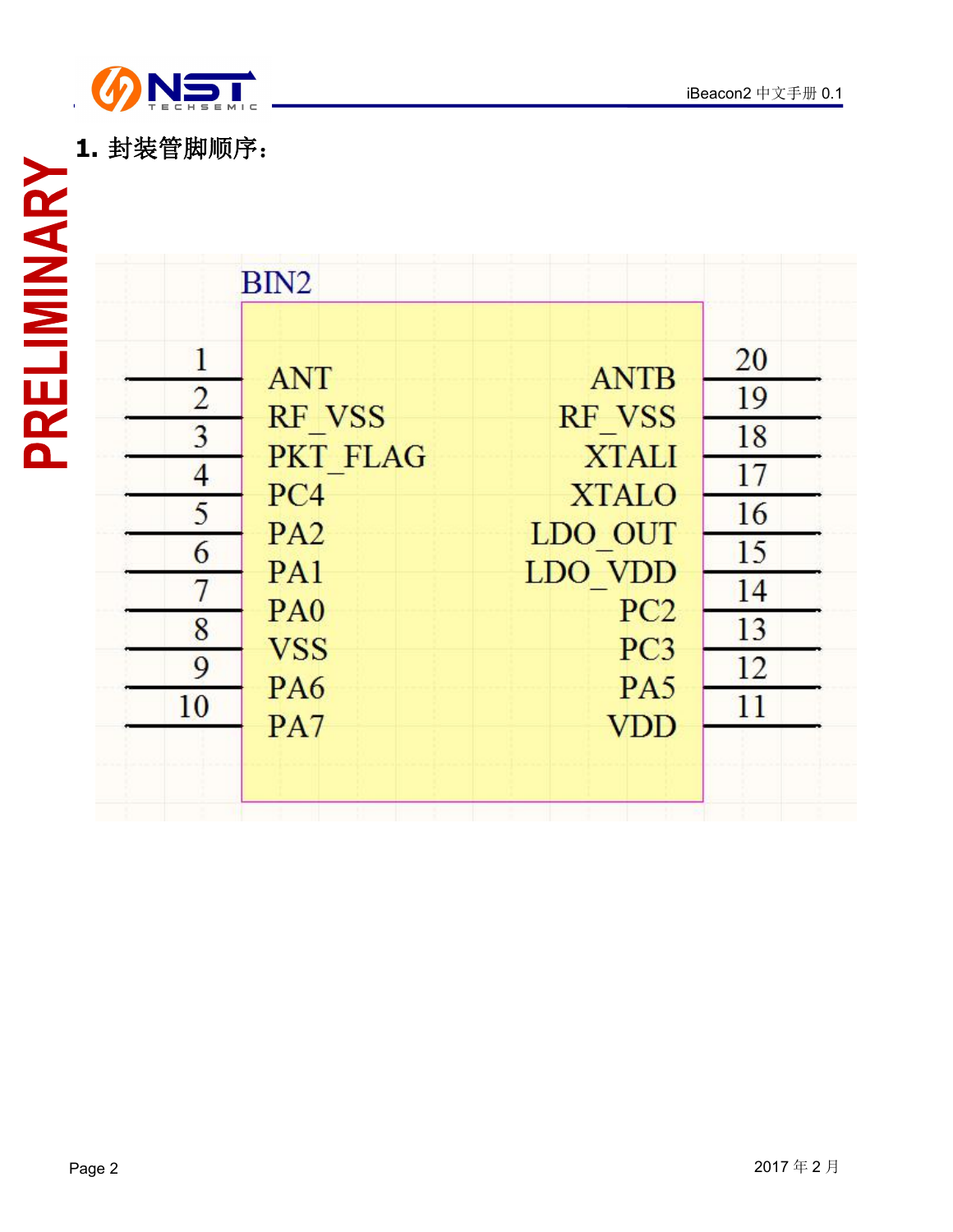## 1. 封装管脚顺序：

BIN2

| Pin | Name | Name | Pin |
|---|---|---|---|
| 1 | ANT | ANTB | 20 |
| 2 | RF_VSS | RF_VSS | 19 |
| 3 | PKT_FLAG | XTALI | 18 |
| 4 | PC4 | XTALO | 17 |
| 5 | PA2 | LDO_OUT | 16 |
| 6 | PA1 | LDO_VDD | 15 |
| 7 | PA0 | PC2 | 14 |
| 8 | VSS | PC3 | 13 |
| 9 | PA6 | PA5 | 12 |
| 10 | PA7 | VDD | 11 |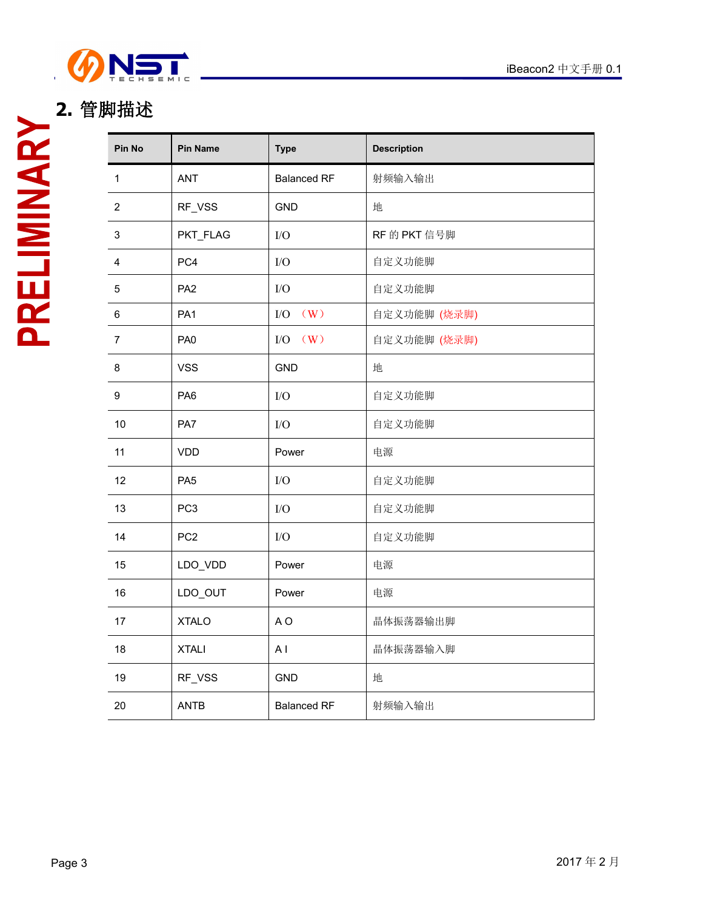## 2. 管脚描述

| Pin No | Pin Name | Type | Description |
|---|---|---|---|
| 1 | ANT | Balanced RF | 射频输入输出 |
| 2 | RF_VSS | GND | 地 |
| 3 | PKT_FLAG | I/O | RF 的 PKT 信号脚 |
| 4 | PC4 | I/O | 自定义功能脚 |
| 5 | PA2 | I/O | 自定义功能脚 |
| 6 | PA1 | I/O （W） | 自定义功能脚 (烧录脚) |
| 7 | PA0 | I/O （W） | 自定义功能脚 (烧录脚) |
| 8 | VSS | GND | 地 |
| 9 | PA6 | I/O | 自定义功能脚 |
| 10 | PA7 | I/O | 自定义功能脚 |
| 11 | VDD | Power | 电源 |
| 12 | PA5 | I/O | 自定义功能脚 |
| 13 | PC3 | I/O | 自定义功能脚 |
| 14 | PC2 | I/O | 自定义功能脚 |
| 15 | LDO_VDD | Power | 电源 |
| 16 | LDO_OUT | Power | 电源 |
| 17 | XTALO | A O | 晶体振荡器输出脚 |
| 18 | XTALI | A I | 晶体振荡器输入脚 |
| 19 | RF_VSS | GND | 地 |
| 20 | ANTB | Balanced RF | 射频输入输出 |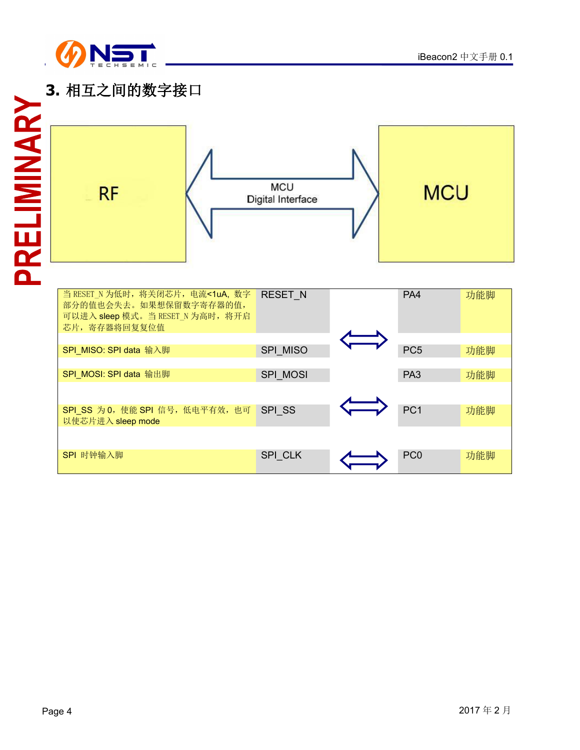## 3. 相互之间的数字接口

RF

MCU Digital Interface

MCU

| 描述 | RF 引脚 | | MCU 引脚 | 功能 |
|---|---|---|---|---|
| 当 RESET_N 为低时，将关闭芯片，电流<1uA, 数字部分的值也会失去。如果想保留数字寄存器的值，可以进入 sleep 模式。当 RESET_N 为高时，将开启芯片，寄存器将回复复位值 | RESET_N | ⟺ | PA4 | 功能脚 |
| SPI_MISO: SPI data 输入脚 | SPI_MISO | | PC5 | 功能脚 |
| SPI_MOSI: SPI data 输出脚 | SPI_MOSI | | PA3 | 功能脚 |
| SPI_SS 为 0，使能 SPI 信号，低电平有效，也可以使芯片进入 sleep mode | SPI_SS | ⟺ | PC1 | 功能脚 |
| SPI 时钟输入脚 | SPI_CLK | ⟺ | PC0 | 功能脚 |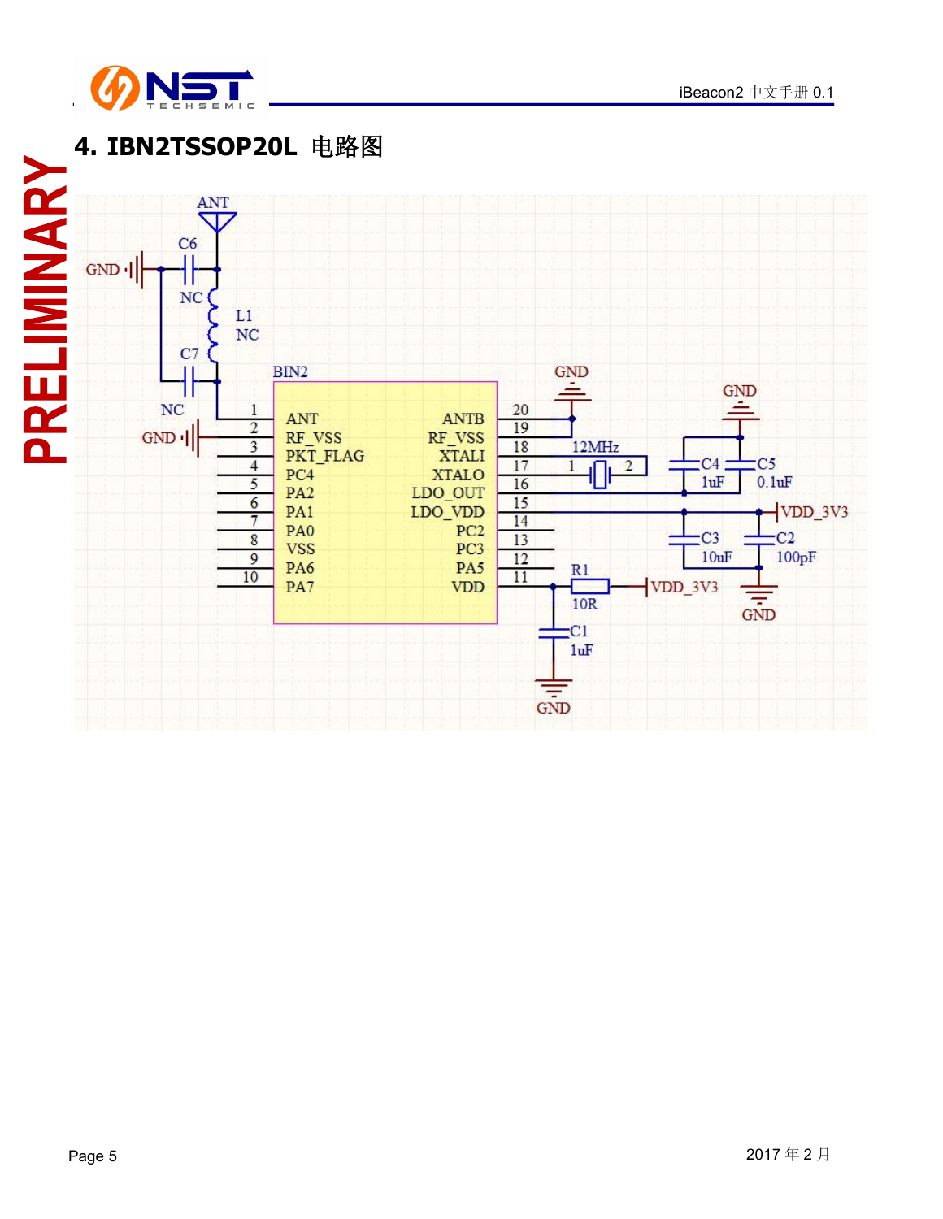# 4. IBN2TSSOP20L 电路图

ANT

C6

GND

NC

L1

NC

C7

NC

GND

BIN2

| Pin | Name | Name | Pin |
|---|---|---|---|
| 1 | ANT | ANTB | 20 |
| 2 | RF_VSS | RF_VSS | 19 |
| 3 | PKT_FLAG | XTALI | 18 |
| 4 | PC4 | XTALO | 17 |
| 5 | PA2 | LDO_OUT | 16 |
| 6 | PA1 | LDO_VDD | 15 |
| 7 | PA0 | PC2 | 14 |
| 8 | VSS | PC3 | 13 |
| 9 | PA6 | PA5 | 12 |
| 10 | PA7 | VDD | 11 |

GND

GND

12MHz

C4 1uF

C5 0.1uF

VDD_3V3

C3 10uF

C2 100pF

R1 10R

VDD_3V3

GND

C1 1uF

GND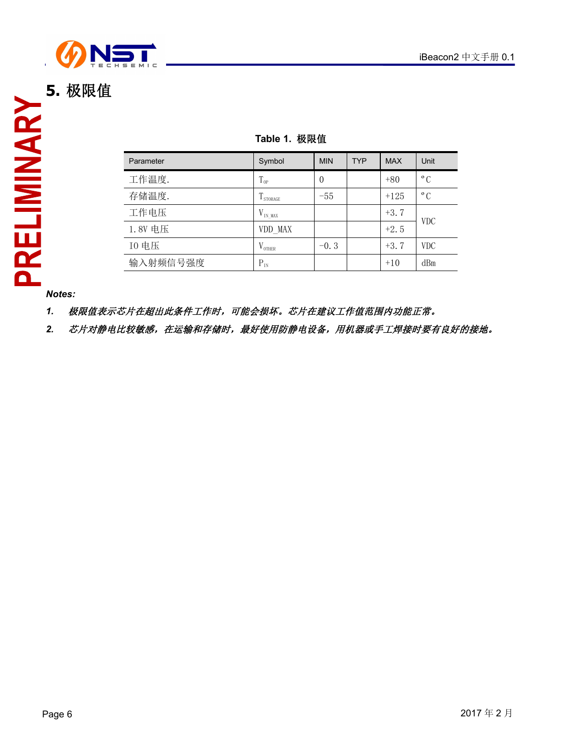## 5. 极限值

Table 1. 极限值

| Parameter | Symbol | MIN | TYP | MAX | Unit |
|---|---|---|---|---|---|
| 工作温度. | $T_{OP}$ | 0 | | +80 | °C |
| 存储温度. | $T_{STORAGE}$ | -55 | | +125 | °C |
| 工作电压 | $V_{IN\_MAX}$ | | | +3.7 | VDC |
| 1.8V 电压 | VDD_MAX | | | +2.5 | |
| IO 电压 | $V_{OTHER}$ | -0.3 | | +3.7 | VDC |
| 输入射频信号强度 | $P_{IN}$ | | | +10 | dBm |

**Notes:**

1. ***极限值表示芯片在超出此条件工作时，可能会损坏。芯片在建议工作值范围内功能正常。***
2. ***芯片对静电比较敏感，在运输和存储时，最好使用防静电设备，用机器或手工焊接时要有良好的接地。***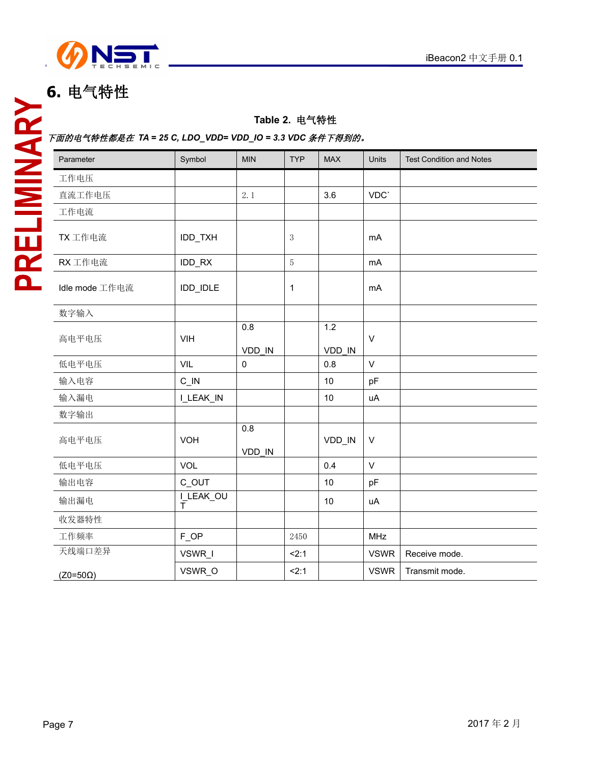# 6. 电气特性

**Table 2. 电气特性**

*下面的电气特性都是在 TA = 25 C, LDO_VDD= VDD_IO = 3.3 VDC 条件下得到的。*

| Parameter | Symbol | MIN | TYP | MAX | Units | Test Condition and Notes |
|---|---|---|---|---|---|---|
| 工作电压 | | | | | | |
| 直流工作电压 | | 2.1 | | 3.6 | VDC` | |
| 工作电流 | | | | | | |
| TX 工作电流 | IDD_TXH | | 3 | | mA | |
| RX 工作电流 | IDD_RX | | 5 | | mA | |
| Idle mode 工作电流 | IDD_IDLE | | 1 | | mA | |
| 数字输入 | | | | | | |
| 高电平电压 | VIH | 0.8 VDD_IN | | 1.2 VDD_IN | V | |
| 低电平电压 | VIL | 0 | | 0.8 | V | |
| 输入电容 | C_IN | | | 10 | pF | |
| 输入漏电 | I_LEAK_IN | | | 10 | uA | |
| 数字输出 | | | | | | |
| 高电平电压 | VOH | 0.8 VDD_IN | | VDD_IN | V | |
| 低电平电压 | VOL | | | 0.4 | V | |
| 输出电容 | C_OUT | | | 10 | pF | |
| 输出漏电 | I_LEAK_OUT | | | 10 | uA | |
| 收发器特性 | | | | | | |
| 工作频率 | F_OP | | 2450 | | MHz | |
| 天线端口差异 | VSWR_I | | <2:1 | | VSWR | Receive mode. |
| (Z0=50Ω) | VSWR_O | | <2:1 | | VSWR | Transmit mode. |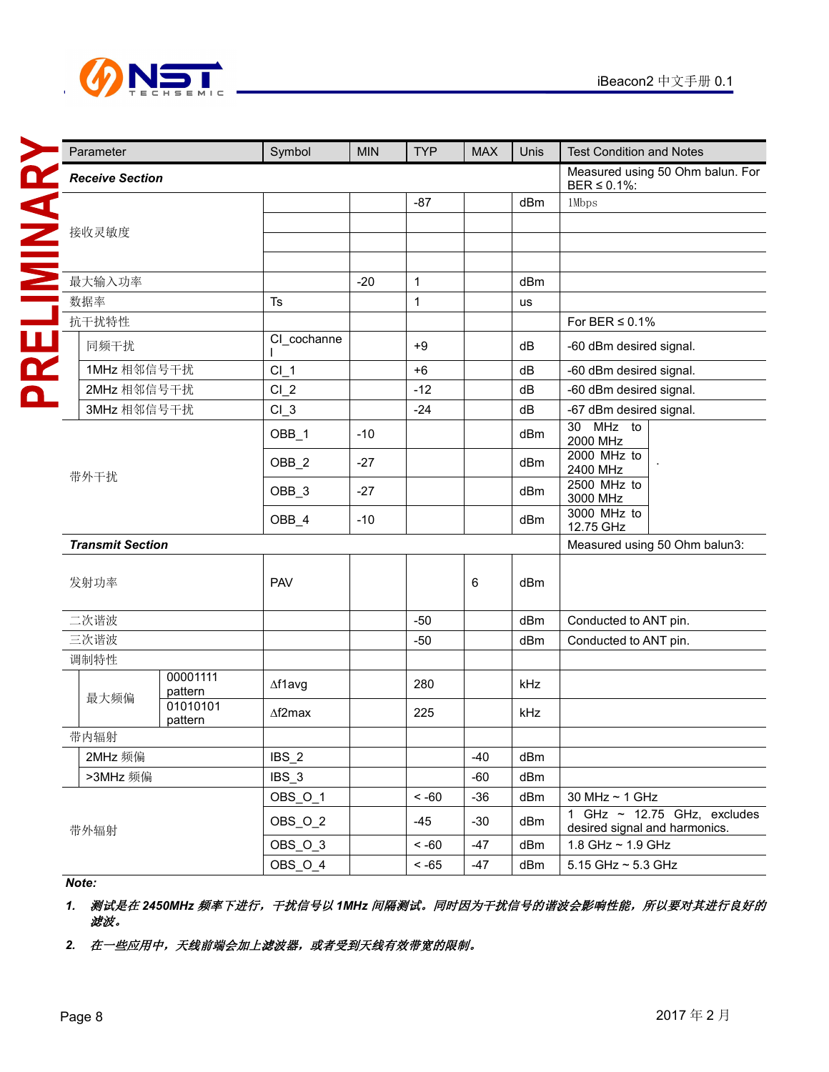| Parameter | Symbol | MIN | TYP | MAX | Unis | Test Condition and Notes |
|---|---|---|---|---|---|---|
| ***Receive Section*** | | | | | | Measured using 50 Ohm balun. For BER ≤ 0.1%: |
| 接收灵敏度 | | | -87 | | dBm | 1Mbps |
| | | | | | | |
| | | | | | | |
| | | | | | | |
| 最大输入功率 | | -20 | 1 | | dBm | |
| 数据率 | Ts | | 1 | | us | |
| 抗干扰特性 | | | | | | For BER ≤ 0.1% |
| 同频干扰 | CI_cochannel | | +9 | | dB | -60 dBm desired signal. |
| 1MHz 相邻信号干扰 | CI_1 | | +6 | | dB | -60 dBm desired signal. |
| 2MHz 相邻信号干扰 | CI_2 | | -12 | | dB | -60 dBm desired signal. |
| 3MHz 相邻信号干扰 | CI_3 | | -24 | | dB | -67 dBm desired signal. |
| 带外干扰 | OBB_1 | -10 | | | dBm | 30 MHz to 2000 MHz |
| | OBB_2 | -27 | | | dBm | 2000 MHz to 2400 MHz |
| | OBB_3 | -27 | | | dBm | 2500 MHz to 3000 MHz |
| | OBB_4 | -10 | | | dBm | 3000 MHz to 12.75 GHz |
| ***Transmit Section*** | | | | | | Measured using 50 Ohm balun3: |
| 发射功率 | PAV | | | 6 | dBm | |
| 二次谐波 | | | -50 | | dBm | Conducted to ANT pin. |
| 三次谐波 | | | -50 | | dBm | Conducted to ANT pin. |
| 调制特性 | | | | | | |
| 最大频偏 00001111 pattern | Δf1avg | | 280 | | kHz | |
| 最大频偏 01010101 pattern | Δf2max | | 225 | | kHz | |
| 带内辐射 | | | | | | |
| 2MHz 频偏 | IBS_2 | | | -40 | dBm | |
| >3MHz 频偏 | IBS_3 | | | -60 | dBm | |
| 带外辐射 | OBS_O_1 | | < -60 | -36 | dBm | 30 MHz ~ 1 GHz |
| | OBS_O_2 | | -45 | -30 | dBm | 1 GHz ~ 12.75 GHz, excludes desired signal and harmonics. |
| | OBS_O_3 | | < -60 | -47 | dBm | 1.8 GHz ~ 1.9 GHz |
| | OBS_O_4 | | < -65 | -47 | dBm | 5.15 GHz ~ 5.3 GHz |

***Note:***

1. ***测试是在 2450MHz 频率下进行，干扰信号以 1MHz 间隔测试。同时因为干扰信号的谐波会影响性能，所以要对其进行良好的滤波。***
2. ***在一些应用中，天线前端会加上滤波器，或者受到天线有效带宽的限制。***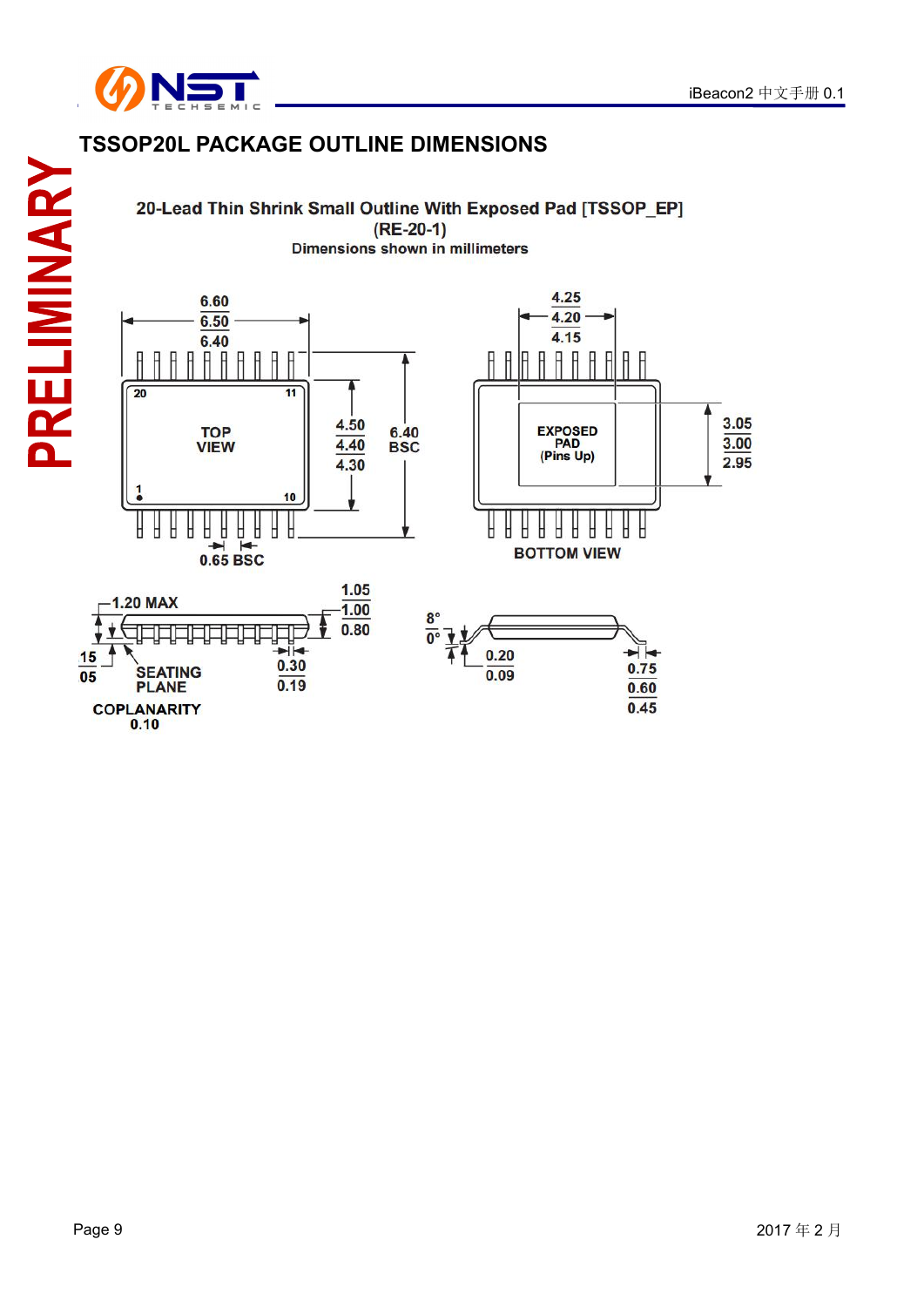PRELIMINARY

# TSSOP20L PACKAGE OUTLINE DIMENSIONS

20-Lead Thin Shrink Small Outline With Exposed Pad [TSSOP_EP]
(RE-20-1)
Dimensions shown in millimeters

6.60
6.50
6.40

20
11
TOP VIEW
1
10

4.50
4.40
4.30

6.40 BSC

0.65 BSC

4.25
4.20
4.15

EXPOSED PAD (Pins Up)

3.05
3.00
2.95

BOTTOM VIEW

1.20 MAX

1.05
1.00
0.80

15
05

SEATING PLANE

0.30
0.19

COPLANARITY 0.10

8°
0°

0.20
0.09

0.75
0.60
0.45